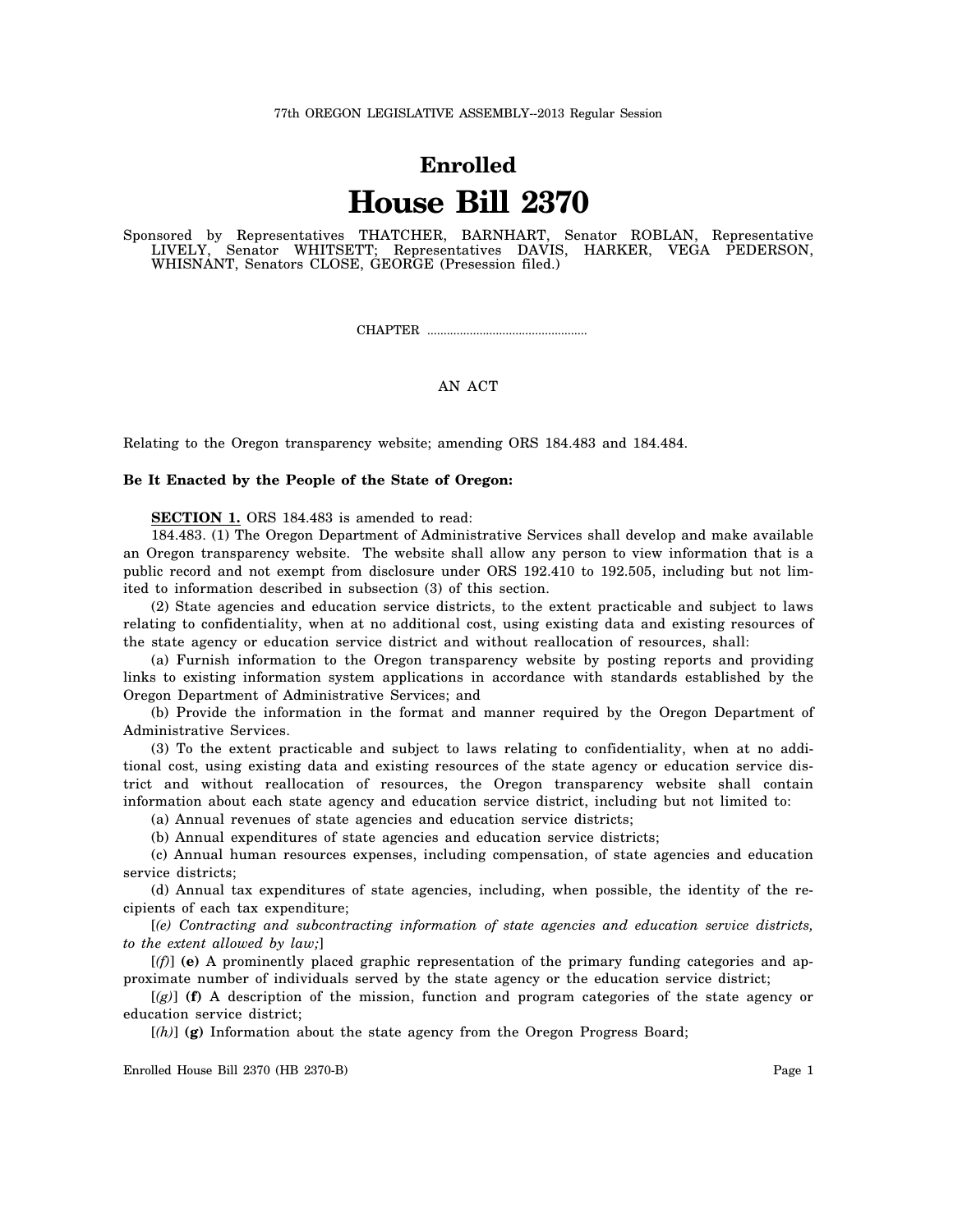77th OREGON LEGISLATIVE ASSEMBLY--2013 Regular Session

# Enrolled

# House Bill 2370

Sponsored by Representatives THATCHER, BARNHART, Senator ROBLAN, Representative LIVELY, Senator WHITSETT; Representatives DAVIS, HARKER, VEGA PEDERSON, WHISNANT, Senators CLOSE, GEORGE (Presession filed.)

CHAPTER ................................................

AN ACT

Relating to the Oregon transparency website; amending ORS 184.483 and 184.484.

**Be It Enacted by the People of the State of Oregon:**

**SECTION 1.** ORS 184.483 is amended to read:

184.483. (1) The Oregon Department of Administrative Services shall develop and make available an Oregon transparency website. The website shall allow any person to view information that is a public record and not exempt from disclosure under ORS 192.410 to 192.505, including but not limited to information described in subsection (3) of this section.

(2) State agencies and education service districts, to the extent practicable and subject to laws relating to confidentiality, when at no additional cost, using existing data and existing resources of the state agency or education service district and without reallocation of resources, shall:

(a) Furnish information to the Oregon transparency website by posting reports and providing links to existing information system applications in accordance with standards established by the Oregon Department of Administrative Services; and

(b) Provide the information in the format and manner required by the Oregon Department of Administrative Services.

(3) To the extent practicable and subject to laws relating to confidentiality, when at no additional cost, using existing data and existing resources of the state agency or education service district and without reallocation of resources, the Oregon transparency website shall contain information about each state agency and education service district, including but not limited to:

(a) Annual revenues of state agencies and education service districts;

(b) Annual expenditures of state agencies and education service districts;

(c) Annual human resources expenses, including compensation, of state agencies and education service districts;

(d) Annual tax expenditures of state agencies, including, when possible, the identity of the recipients of each tax expenditure;

[*(e) Contracting and subcontracting information of state agencies and education service districts, to the extent allowed by law;*]

[*(f)*] **(e)** A prominently placed graphic representation of the primary funding categories and approximate number of individuals served by the state agency or the education service district;

[*(g)*] **(f)** A description of the mission, function and program categories of the state agency or education service district;

[*(h)*] **(g)** Information about the state agency from the Oregon Progress Board;

Enrolled House Bill 2370 (HB 2370-B)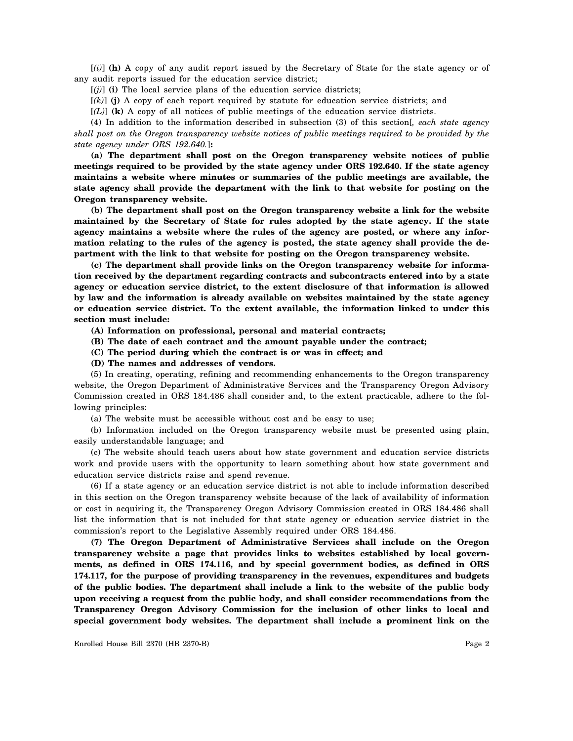[*(i)*] **(h)** A copy of any audit report issued by the Secretary of State for the state agency or of any audit reports issued for the education service district;

[*(j)*] **(i)** The local service plans of the education service districts;

[*(k)*] **(j)** A copy of each report required by statute for education service districts; and

[*(L)*] **(k)** A copy of all notices of public meetings of the education service districts.

(4) In addition to the information described in subsection (3) of this section[*, each state agency shall post on the Oregon transparency website notices of public meetings required to be provided by the state agency under ORS 192.640.*]**:**

**(a) The department shall post on the Oregon transparency website notices of public meetings required to be provided by the state agency under ORS 192.640. If the state agency maintains a website where minutes or summaries of the public meetings are available, the state agency shall provide the department with the link to that website for posting on the Oregon transparency website.**

**(b) The department shall post on the Oregon transparency website a link for the website maintained by the Secretary of State for rules adopted by the state agency. If the state agency maintains a website where the rules of the agency are posted, or where any information relating to the rules of the agency is posted, the state agency shall provide the department with the link to that website for posting on the Oregon transparency website.**

**(c) The department shall provide links on the Oregon transparency website for information received by the department regarding contracts and subcontracts entered into by a state agency or education service district, to the extent disclosure of that information is allowed by law and the information is already available on websites maintained by the state agency or education service district. To the extent available, the information linked to under this section must include:**

**(A) Information on professional, personal and material contracts;**

**(B) The date of each contract and the amount payable under the contract;**

**(C) The period during which the contract is or was in effect; and**

**(D) The names and addresses of vendors.**

(5) In creating, operating, refining and recommending enhancements to the Oregon transparency website, the Oregon Department of Administrative Services and the Transparency Oregon Advisory Commission created in ORS 184.486 shall consider and, to the extent practicable, adhere to the following principles:

(a) The website must be accessible without cost and be easy to use;

(b) Information included on the Oregon transparency website must be presented using plain, easily understandable language; and

(c) The website should teach users about how state government and education service districts work and provide users with the opportunity to learn something about how state government and education service districts raise and spend revenue.

(6) If a state agency or an education service district is not able to include information described in this section on the Oregon transparency website because of the lack of availability of information or cost in acquiring it, the Transparency Oregon Advisory Commission created in ORS 184.486 shall list the information that is not included for that state agency or education service district in the commission's report to the Legislative Assembly required under ORS 184.486.

**(7) The Oregon Department of Administrative Services shall include on the Oregon transparency website a page that provides links to websites established by local governments, as defined in ORS 174.116, and by special government bodies, as defined in ORS 174.117, for the purpose of providing transparency in the revenues, expenditures and budgets of the public bodies. The department shall include a link to the website of the public body upon receiving a request from the public body, and shall consider recommendations from the Transparency Oregon Advisory Commission for the inclusion of other links to local and special government body websites. The department shall include a prominent link on the**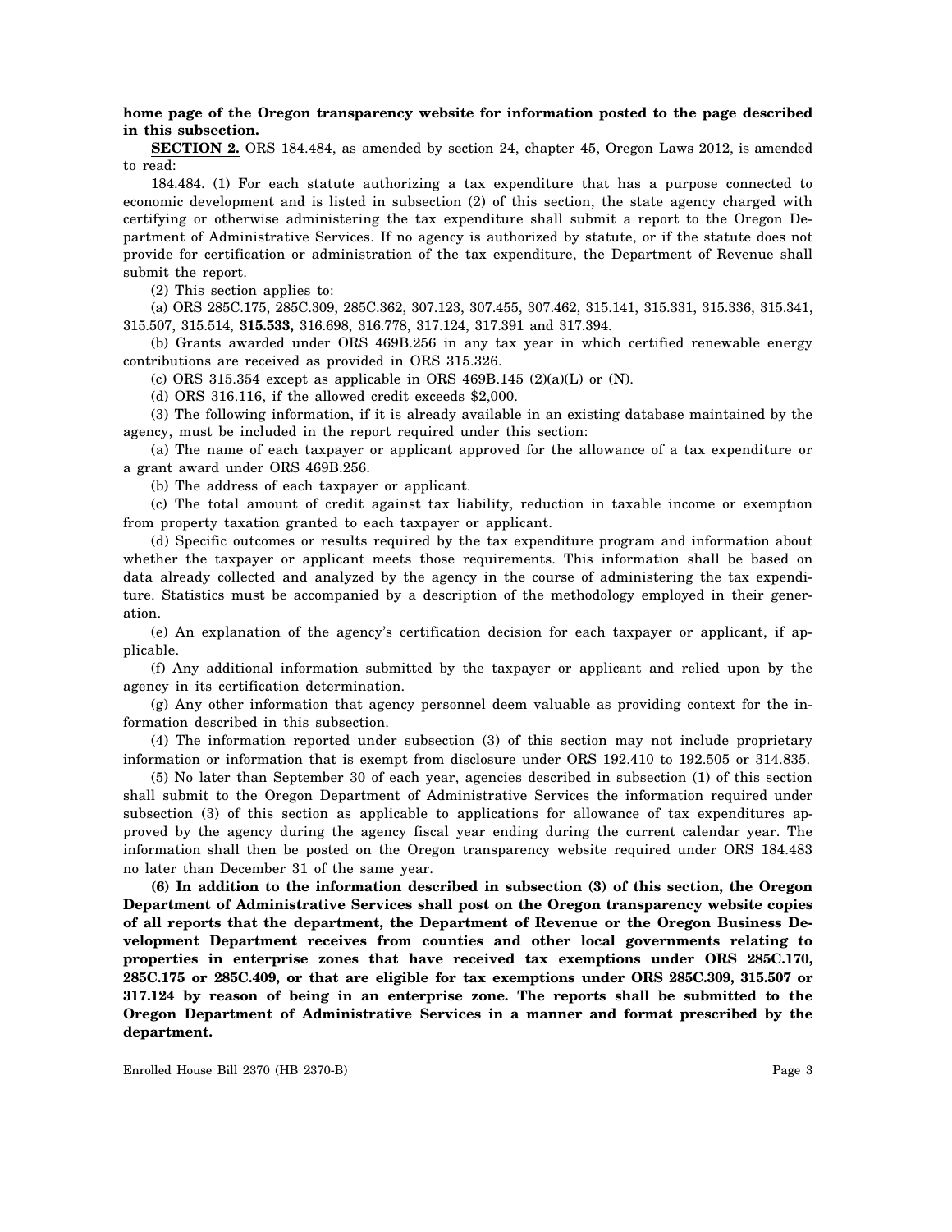**home page of the Oregon transparency website for information posted to the page described in this subsection.**

**SECTION 2.** ORS 184.484, as amended by section 24, chapter 45, Oregon Laws 2012, is amended to read:

184.484. (1) For each statute authorizing a tax expenditure that has a purpose connected to economic development and is listed in subsection (2) of this section, the state agency charged with certifying or otherwise administering the tax expenditure shall submit a report to the Oregon Department of Administrative Services. If no agency is authorized by statute, or if the statute does not provide for certification or administration of the tax expenditure, the Department of Revenue shall submit the report.

(2) This section applies to:

(a) ORS 285C.175, 285C.309, 285C.362, 307.123, 307.455, 307.462, 315.141, 315.331, 315.336, 315.341, 315.507, 315.514, **315.533,** 316.698, 316.778, 317.124, 317.391 and 317.394.

(b) Grants awarded under ORS 469B.256 in any tax year in which certified renewable energy contributions are received as provided in ORS 315.326.

(c) ORS 315.354 except as applicable in ORS 469B.145 (2)(a)(L) or (N).

(d) ORS 316.116, if the allowed credit exceeds $2,000.

(3) The following information, if it is already available in an existing database maintained by the agency, must be included in the report required under this section:

(a) The name of each taxpayer or applicant approved for the allowance of a tax expenditure or a grant award under ORS 469B.256.

(b) The address of each taxpayer or applicant.

(c) The total amount of credit against tax liability, reduction in taxable income or exemption from property taxation granted to each taxpayer or applicant.

(d) Specific outcomes or results required by the tax expenditure program and information about whether the taxpayer or applicant meets those requirements. This information shall be based on data already collected and analyzed by the agency in the course of administering the tax expenditure. Statistics must be accompanied by a description of the methodology employed in their generation.

(e) An explanation of the agency's certification decision for each taxpayer or applicant, if applicable.

(f) Any additional information submitted by the taxpayer or applicant and relied upon by the agency in its certification determination.

(g) Any other information that agency personnel deem valuable as providing context for the information described in this subsection.

(4) The information reported under subsection (3) of this section may not include proprietary information or information that is exempt from disclosure under ORS 192.410 to 192.505 or 314.835.

(5) No later than September 30 of each year, agencies described in subsection (1) of this section shall submit to the Oregon Department of Administrative Services the information required under subsection (3) of this section as applicable to applications for allowance of tax expenditures approved by the agency during the agency fiscal year ending during the current calendar year. The information shall then be posted on the Oregon transparency website required under ORS 184.483 no later than December 31 of the same year.

**(6) In addition to the information described in subsection (3) of this section, the Oregon Department of Administrative Services shall post on the Oregon transparency website copies of all reports that the department, the Department of Revenue or the Oregon Business Development Department receives from counties and other local governments relating to properties in enterprise zones that have received tax exemptions under ORS 285C.170, 285C.175 or 285C.409, or that are eligible for tax exemptions under ORS 285C.309, 315.507 or 317.124 by reason of being in an enterprise zone. The reports shall be submitted to the Oregon Department of Administrative Services in a manner and format prescribed by the department.**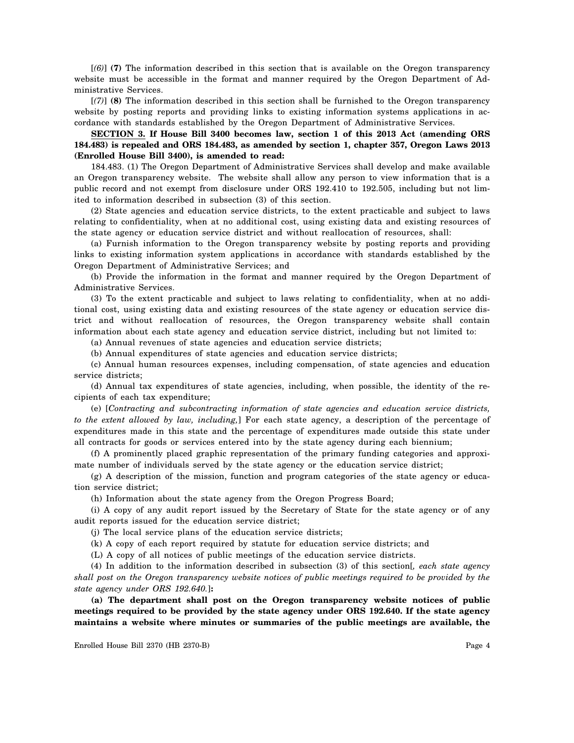[*(6)*] **(7)** The information described in this section that is available on the Oregon transparency website must be accessible in the format and manner required by the Oregon Department of Administrative Services.

[*(7)*] **(8)** The information described in this section shall be furnished to the Oregon transparency website by posting reports and providing links to existing information systems applications in accordance with standards established by the Oregon Department of Administrative Services.

**SECTION 3. If House Bill 3400 becomes law, section 1 of this 2013 Act (amending ORS 184.483) is repealed and ORS 184.483, as amended by section 1, chapter 357, Oregon Laws 2013 (Enrolled House Bill 3400), is amended to read:**

184.483. (1) The Oregon Department of Administrative Services shall develop and make available an Oregon transparency website. The website shall allow any person to view information that is a public record and not exempt from disclosure under ORS 192.410 to 192.505, including but not limited to information described in subsection (3) of this section.

(2) State agencies and education service districts, to the extent practicable and subject to laws relating to confidentiality, when at no additional cost, using existing data and existing resources of the state agency or education service district and without reallocation of resources, shall:

(a) Furnish information to the Oregon transparency website by posting reports and providing links to existing information system applications in accordance with standards established by the Oregon Department of Administrative Services; and

(b) Provide the information in the format and manner required by the Oregon Department of Administrative Services.

(3) To the extent practicable and subject to laws relating to confidentiality, when at no additional cost, using existing data and existing resources of the state agency or education service district and without reallocation of resources, the Oregon transparency website shall contain information about each state agency and education service district, including but not limited to:

(a) Annual revenues of state agencies and education service districts;

(b) Annual expenditures of state agencies and education service districts;

(c) Annual human resources expenses, including compensation, of state agencies and education service districts;

(d) Annual tax expenditures of state agencies, including, when possible, the identity of the recipients of each tax expenditure;

(e) [*Contracting and subcontracting information of state agencies and education service districts, to the extent allowed by law, including,*] For each state agency, a description of the percentage of expenditures made in this state and the percentage of expenditures made outside this state under all contracts for goods or services entered into by the state agency during each biennium;

(f) A prominently placed graphic representation of the primary funding categories and approximate number of individuals served by the state agency or the education service district;

(g) A description of the mission, function and program categories of the state agency or education service district;

(h) Information about the state agency from the Oregon Progress Board;

(i) A copy of any audit report issued by the Secretary of State for the state agency or of any audit reports issued for the education service district;

(j) The local service plans of the education service districts;

(k) A copy of each report required by statute for education service districts; and

(L) A copy of all notices of public meetings of the education service districts.

(4) In addition to the information described in subsection (3) of this section[*, each state agency shall post on the Oregon transparency website notices of public meetings required to be provided by the state agency under ORS 192.640.*]**:**

**(a) The department shall post on the Oregon transparency website notices of public meetings required to be provided by the state agency under ORS 192.640. If the state agency maintains a website where minutes or summaries of the public meetings are available, the**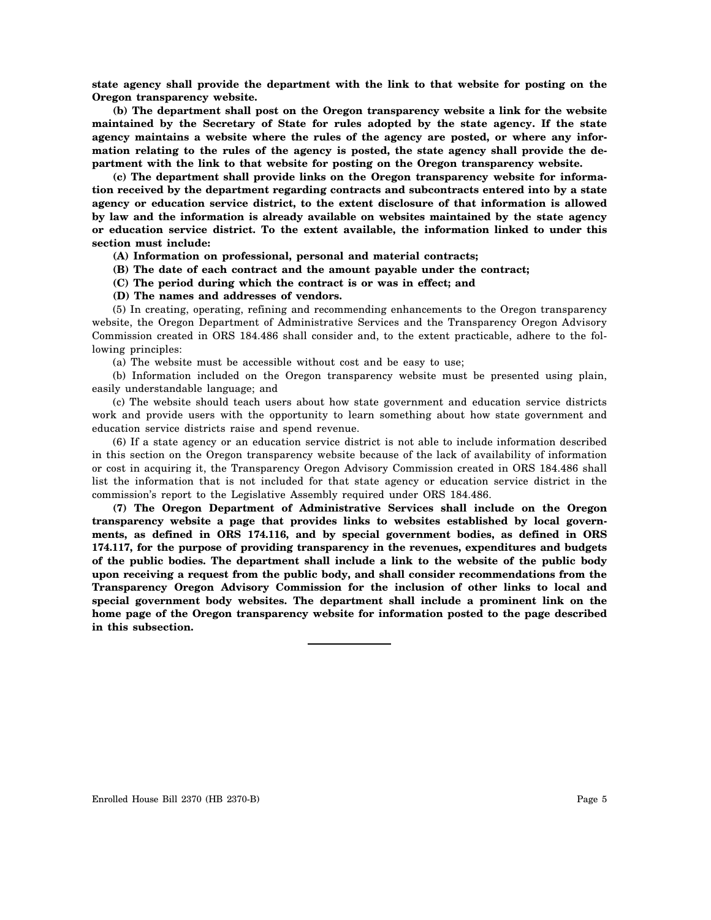**state agency shall provide the department with the link to that website for posting on the Oregon transparency website.**

**(b) The department shall post on the Oregon transparency website a link for the website maintained by the Secretary of State for rules adopted by the state agency. If the state agency maintains a website where the rules of the agency are posted, or where any information relating to the rules of the agency is posted, the state agency shall provide the department with the link to that website for posting on the Oregon transparency website.**

**(c) The department shall provide links on the Oregon transparency website for information received by the department regarding contracts and subcontracts entered into by a state agency or education service district, to the extent disclosure of that information is allowed by law and the information is already available on websites maintained by the state agency or education service district. To the extent available, the information linked to under this section must include:**

**(A) Information on professional, personal and material contracts;**

**(B) The date of each contract and the amount payable under the contract;**

**(C) The period during which the contract is or was in effect; and**

**(D) The names and addresses of vendors.**

(5) In creating, operating, refining and recommending enhancements to the Oregon transparency website, the Oregon Department of Administrative Services and the Transparency Oregon Advisory Commission created in ORS 184.486 shall consider and, to the extent practicable, adhere to the following principles:

(a) The website must be accessible without cost and be easy to use;

(b) Information included on the Oregon transparency website must be presented using plain, easily understandable language; and

(c) The website should teach users about how state government and education service districts work and provide users with the opportunity to learn something about how state government and education service districts raise and spend revenue.

(6) If a state agency or an education service district is not able to include information described in this section on the Oregon transparency website because of the lack of availability of information or cost in acquiring it, the Transparency Oregon Advisory Commission created in ORS 184.486 shall list the information that is not included for that state agency or education service district in the commission's report to the Legislative Assembly required under ORS 184.486.

**(7) The Oregon Department of Administrative Services shall include on the Oregon transparency website a page that provides links to websites established by local governments, as defined in ORS 174.116, and by special government bodies, as defined in ORS 174.117, for the purpose of providing transparency in the revenues, expenditures and budgets of the public bodies. The department shall include a link to the website of the public body upon receiving a request from the public body, and shall consider recommendations from the Transparency Oregon Advisory Commission for the inclusion of other links to local and special government body websites. The department shall include a prominent link on the home page of the Oregon transparency website for information posted to the page described in this subsection.**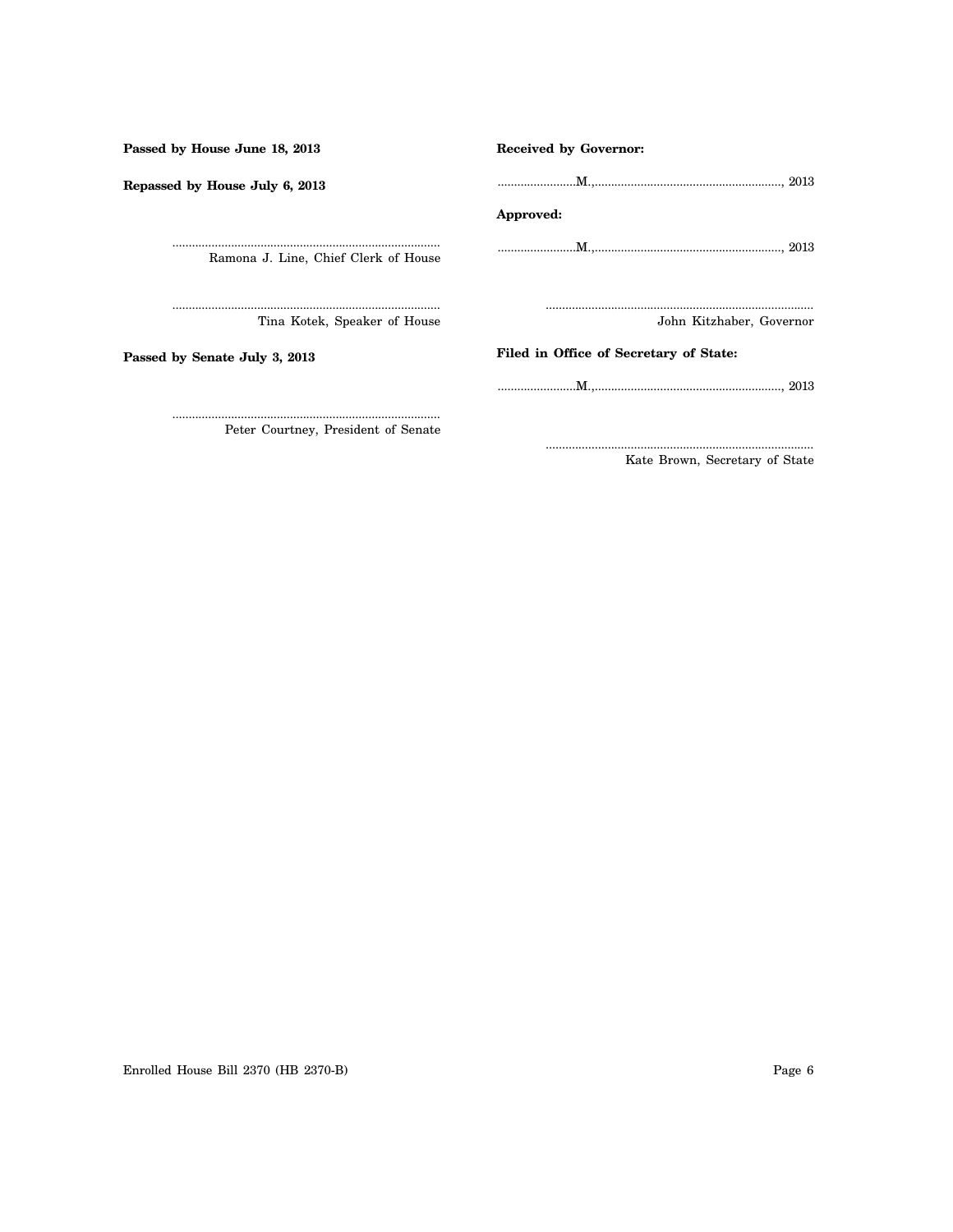**Passed by House June 18, 2013**

**Repassed by House July 6, 2013**

..................................................................................
Ramona J. Line, Chief Clerk of House

..................................................................................
Tina Kotek, Speaker of House

**Passed by Senate July 3, 2013**

..................................................................................
Peter Courtney, President of Senate

**Received by Governor:**

........................M.,.........................................................., 2013

**Approved:**

........................M.,.........................................................., 2013

..................................................................................
John Kitzhaber, Governor

**Filed in Office of Secretary of State:**

........................M.,.........................................................., 2013

..................................................................................
Kate Brown, Secretary of State

Enrolled House Bill 2370 (HB 2370-B)